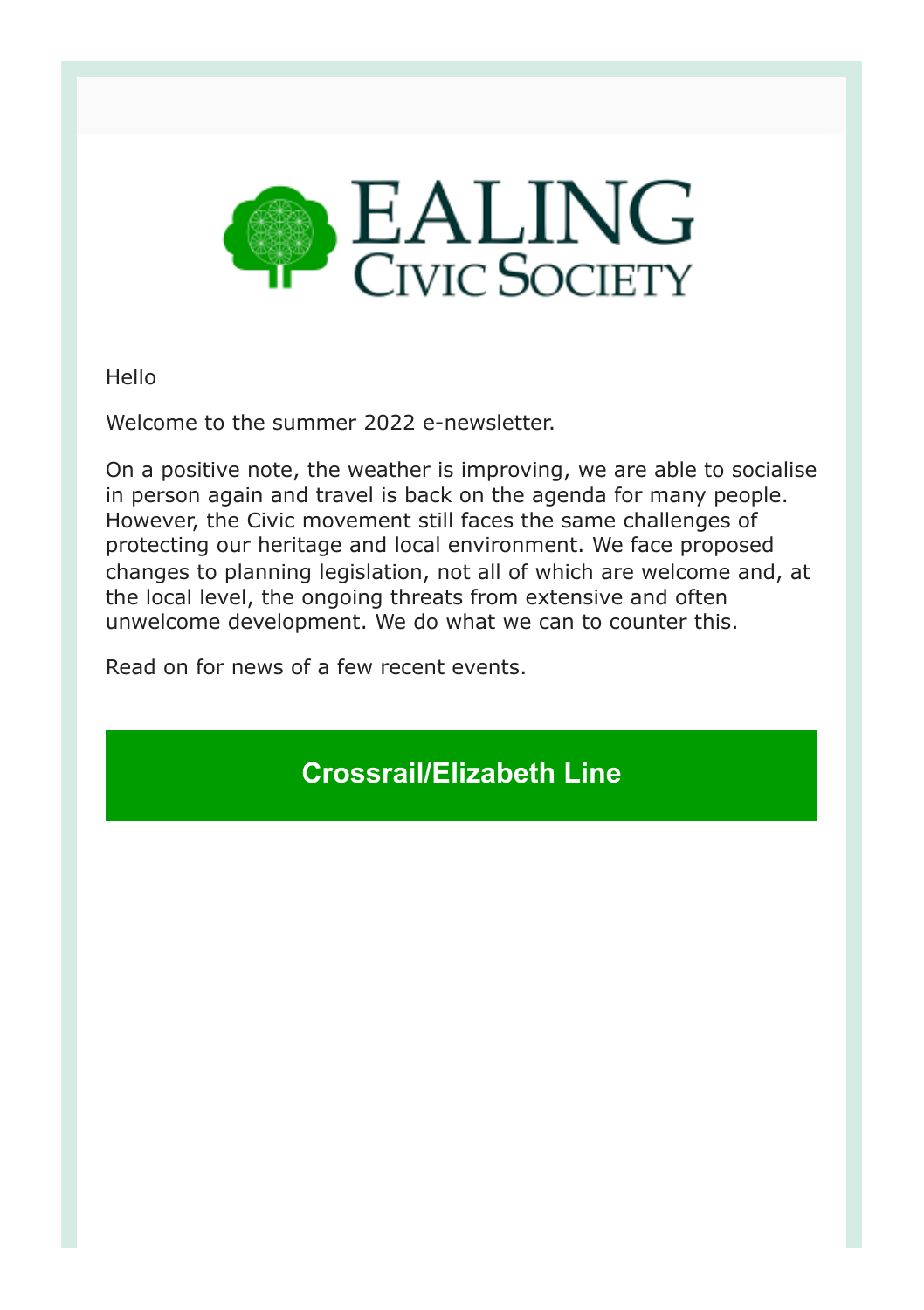# EALING CIVIC SOCIETY

Hello

Welcome to the summer 2022 e-newsletter.

On a positive note, the weather is improving, we are able to socialise in person again and travel is back on the agenda for many people. However, the Civic movement still faces the same challenges of protecting our heritage and local environment. We face proposed changes to planning legislation, not all of which are welcome and, at the local level, the ongoing threats from extensive and often unwelcome development. We do what we can to counter this.

Read on for news of a few recent events.

## Crossrail/Elizabeth Line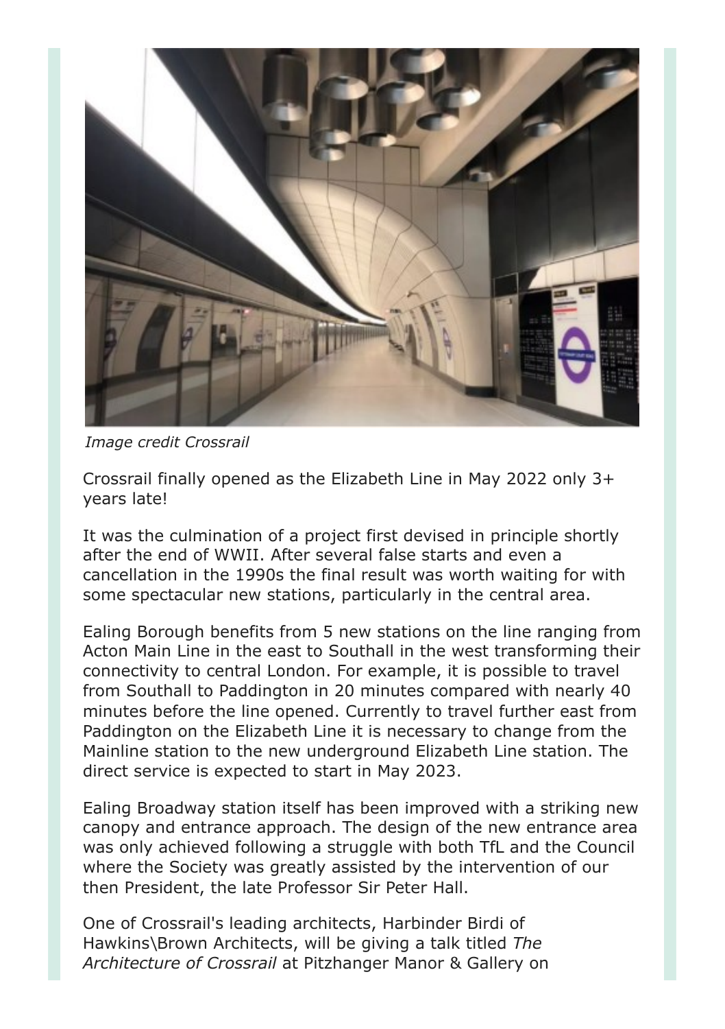*Image credit Crossrail*

Crossrail finally opened as the Elizabeth Line in May 2022 only 3+ years late!

It was the culmination of a project first devised in principle shortly after the end of WWII. After several false starts and even a cancellation in the 1990s the final result was worth waiting for with some spectacular new stations, particularly in the central area.

Ealing Borough benefits from 5 new stations on the line ranging from Acton Main Line in the east to Southall in the west transforming their connectivity to central London. For example, it is possible to travel from Southall to Paddington in 20 minutes compared with nearly 40 minutes before the line opened. Currently to travel further east from Paddington on the Elizabeth Line it is necessary to change from the Mainline station to the new underground Elizabeth Line station. The direct service is expected to start in May 2023.

Ealing Broadway station itself has been improved with a striking new canopy and entrance approach. The design of the new entrance area was only achieved following a struggle with both TfL and the Council where the Society was greatly assisted by the intervention of our then President, the late Professor Sir Peter Hall.

One of Crossrail's leading architects, Harbinder Birdi of Hawkins\Brown Architects, will be giving a talk titled *The Architecture of Crossrail* at Pitzhanger Manor & Gallery on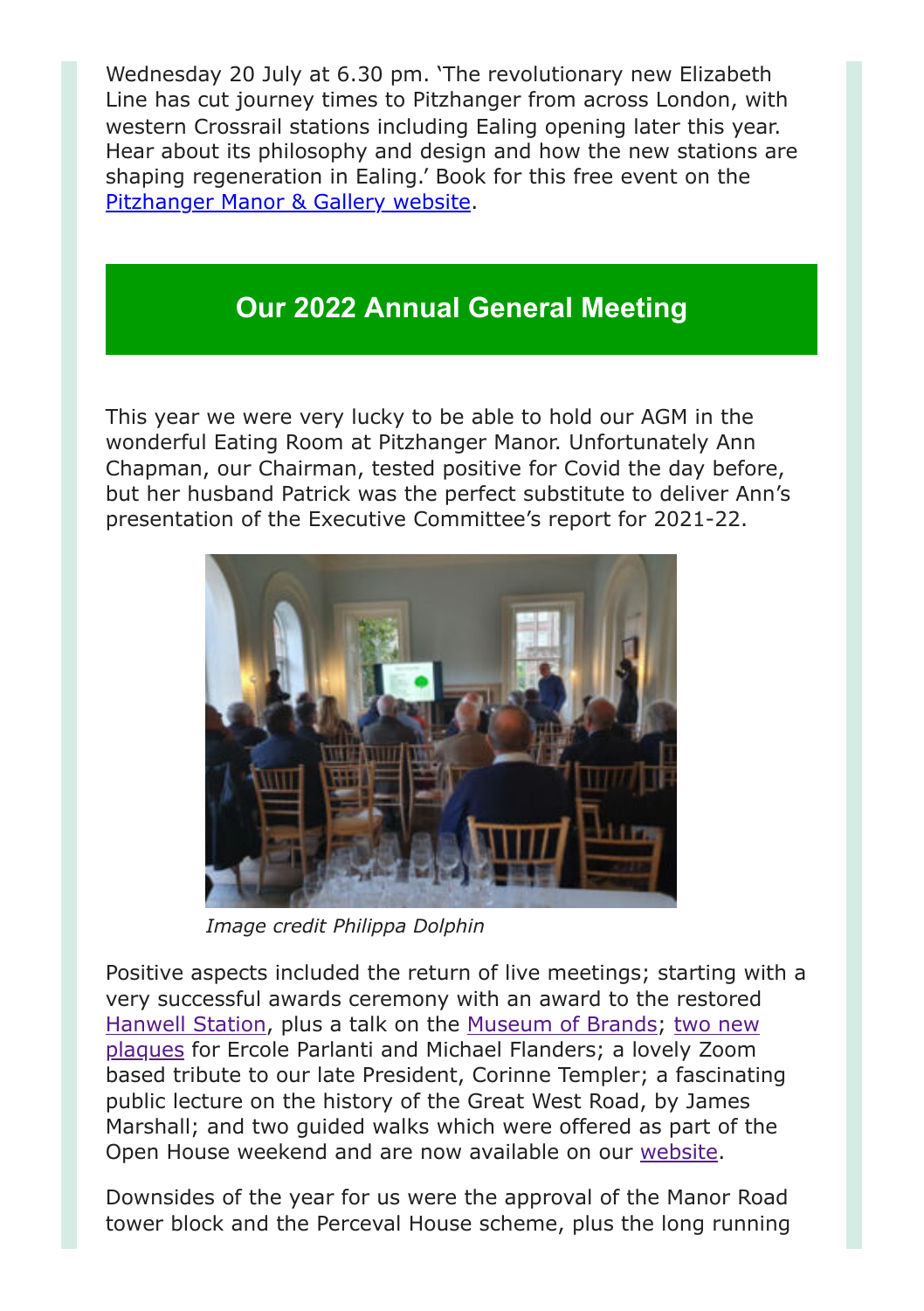Wednesday 20 July at 6.30 pm. 'The revolutionary new Elizabeth Line has cut journey times to Pitzhanger from across London, with western Crossrail stations including Ealing opening later this year. Hear about its philosophy and design and how the new stations are shaping regeneration in Ealing.' Book for this free event on the Pitzhanger Manor & Gallery website.

## Our 2022 Annual General Meeting

This year we were very lucky to be able to hold our AGM in the wonderful Eating Room at Pitzhanger Manor. Unfortunately Ann Chapman, our Chairman, tested positive for Covid the day before, but her husband Patrick was the perfect substitute to deliver Ann's presentation of the Executive Committee's report for 2021-22.

*Image credit Philippa Dolphin*

Positive aspects included the return of live meetings; starting with a very successful awards ceremony with an award to the restored Hanwell Station, plus a talk on the Museum of Brands; two new plaques for Ercole Parlanti and Michael Flanders; a lovely Zoom based tribute to our late President, Corinne Templer; a fascinating public lecture on the history of the Great West Road, by James Marshall; and two guided walks which were offered as part of the Open House weekend and are now available on our website.

Downsides of the year for us were the approval of the Manor Road tower block and the Perceval House scheme, plus the long running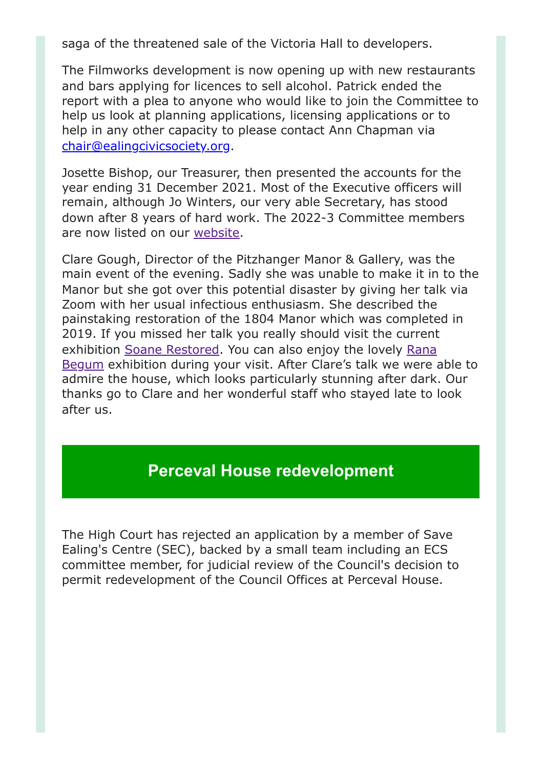saga of the threatened sale of the Victoria Hall to developers.

The Filmworks development is now opening up with new restaurants and bars applying for licences to sell alcohol. Patrick ended the report with a plea to anyone who would like to join the Committee to help us look at planning applications, licensing applications or to help in any other capacity to please contact Ann Chapman via chair@ealingcivicsociety.org.

Josette Bishop, our Treasurer, then presented the accounts for the year ending 31 December 2021. Most of the Executive officers will remain, although Jo Winters, our very able Secretary, has stood down after 8 years of hard work. The 2022-3 Committee members are now listed on our website.

Clare Gough, Director of the Pitzhanger Manor & Gallery, was the main event of the evening. Sadly she was unable to make it in to the Manor but she got over this potential disaster by giving her talk via Zoom with her usual infectious enthusiasm. She described the painstaking restoration of the 1804 Manor which was completed in 2019. If you missed her talk you really should visit the current exhibition Soane Restored. You can also enjoy the lovely Rana Begum exhibition during your visit. After Clare's talk we were able to admire the house, which looks particularly stunning after dark. Our thanks go to Clare and her wonderful staff who stayed late to look after us.

## Perceval House redevelopment

The High Court has rejected an application by a member of Save Ealing's Centre (SEC), backed by a small team including an ECS committee member, for judicial review of the Council's decision to permit redevelopment of the Council Offices at Perceval House.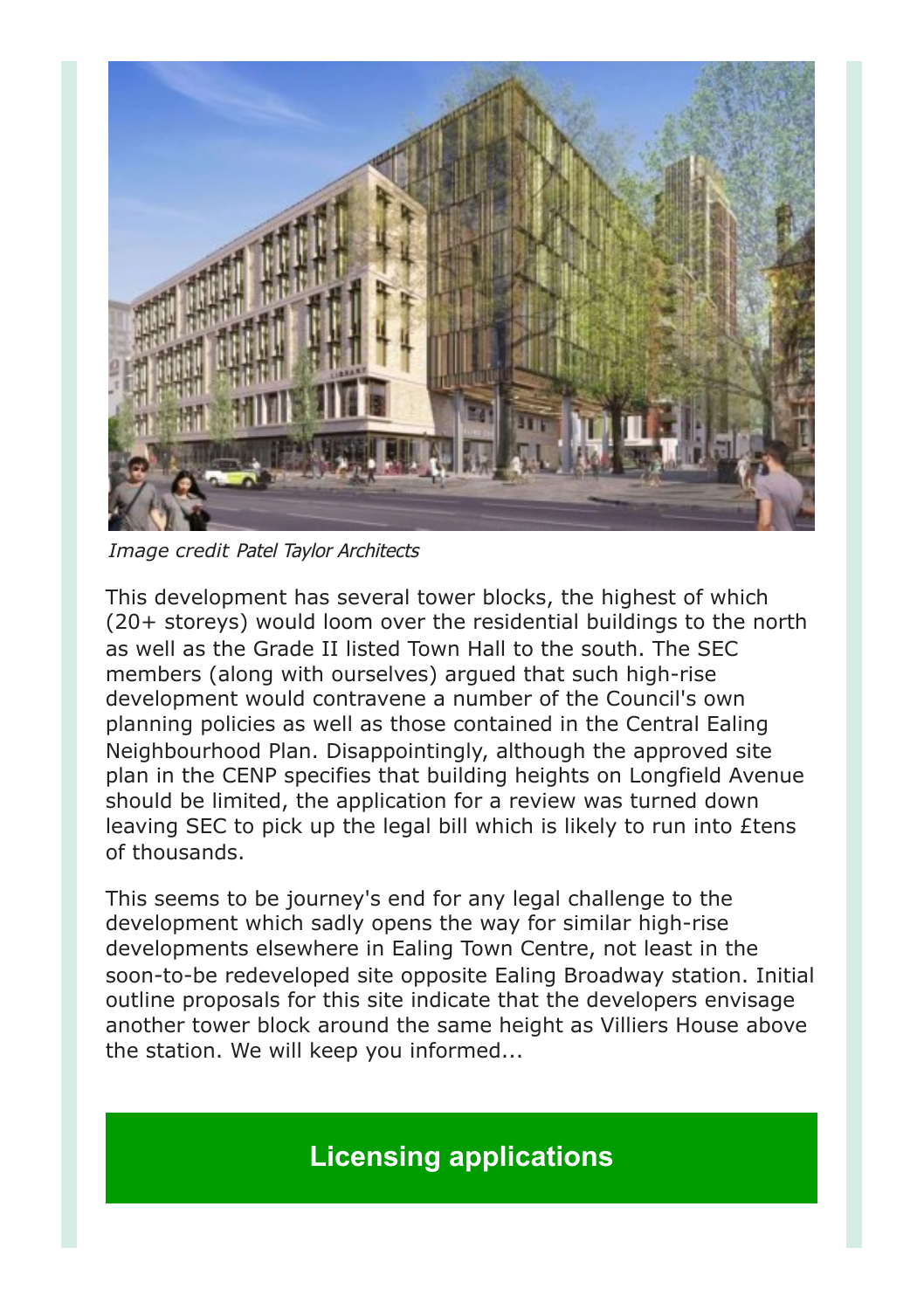*Image credit Patel Taylor Architects*

This development has several tower blocks, the highest of which (20+ storeys) would loom over the residential buildings to the north as well as the Grade II listed Town Hall to the south. The SEC members (along with ourselves) argued that such high-rise development would contravene a number of the Council's own planning policies as well as those contained in the Central Ealing Neighbourhood Plan. Disappointingly, although the approved site plan in the CENP specifies that building heights on Longfield Avenue should be limited, the application for a review was turned down leaving SEC to pick up the legal bill which is likely to run into £tens of thousands.

This seems to be journey's end for any legal challenge to the development which sadly opens the way for similar high-rise developments elsewhere in Ealing Town Centre, not least in the soon-to-be redeveloped site opposite Ealing Broadway station. Initial outline proposals for this site indicate that the developers envisage another tower block around the same height as Villiers House above the station. We will keep you informed...

## Licensing applications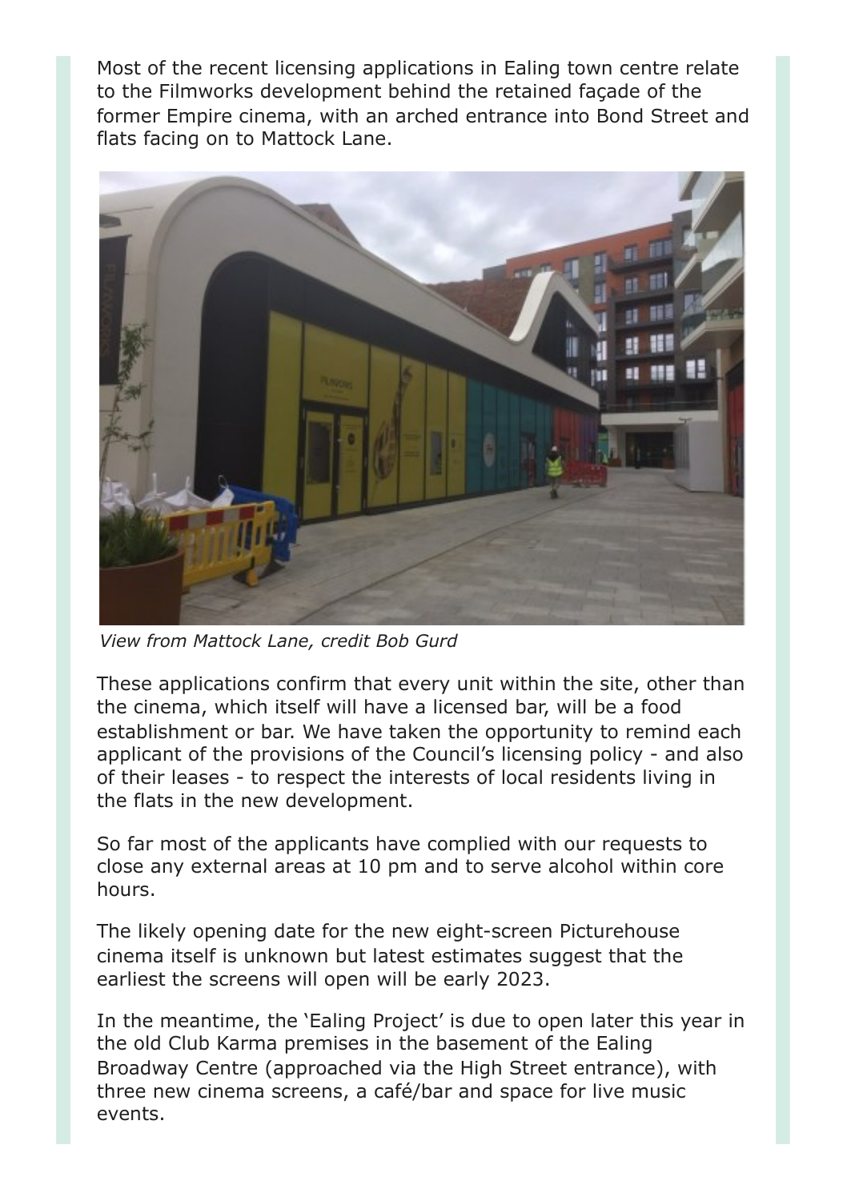Most of the recent licensing applications in Ealing town centre relate to the Filmworks development behind the retained façade of the former Empire cinema, with an arched entrance into Bond Street and flats facing on to Mattock Lane.

*View from Mattock Lane, credit Bob Gurd*

These applications confirm that every unit within the site, other than the cinema, which itself will have a licensed bar, will be a food establishment or bar. We have taken the opportunity to remind each applicant of the provisions of the Council's licensing policy - and also of their leases - to respect the interests of local residents living in the flats in the new development.

So far most of the applicants have complied with our requests to close any external areas at 10 pm and to serve alcohol within core hours.

The likely opening date for the new eight-screen Picturehouse cinema itself is unknown but latest estimates suggest that the earliest the screens will open will be early 2023.

In the meantime, the 'Ealing Project' is due to open later this year in the old Club Karma premises in the basement of the Ealing Broadway Centre (approached via the High Street entrance), with three new cinema screens, a café/bar and space for live music events.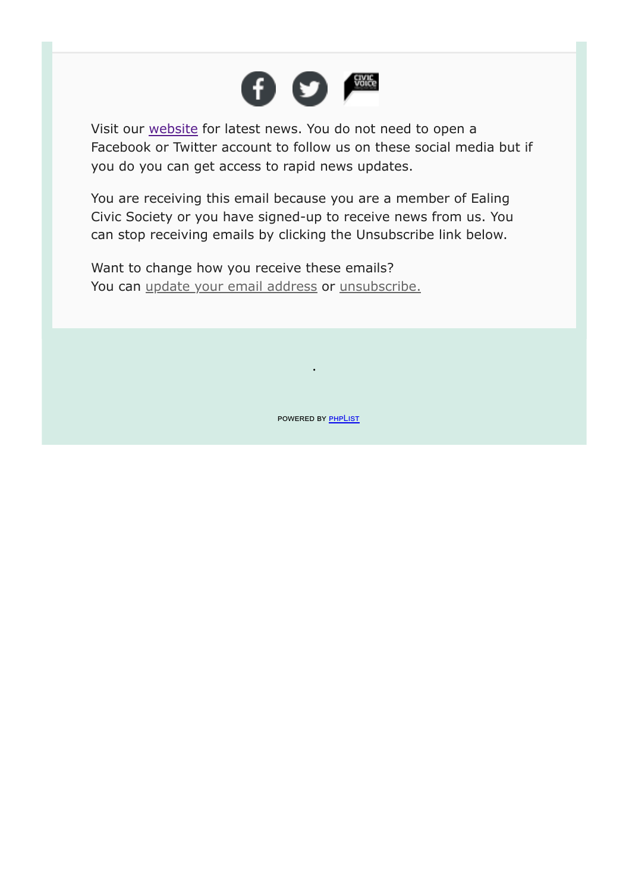Visit our website for latest news. You do not need to open a Facebook or Twitter account to follow us on these social media but if you do you can get access to rapid news updates.

You are receiving this email because you are a member of Ealing Civic Society or you have signed-up to receive news from us. You can stop receiving emails by clicking the Unsubscribe link below.

Want to change how you receive these emails?
You can update your email address or unsubscribe.

.

POWERED BY PHPLIST